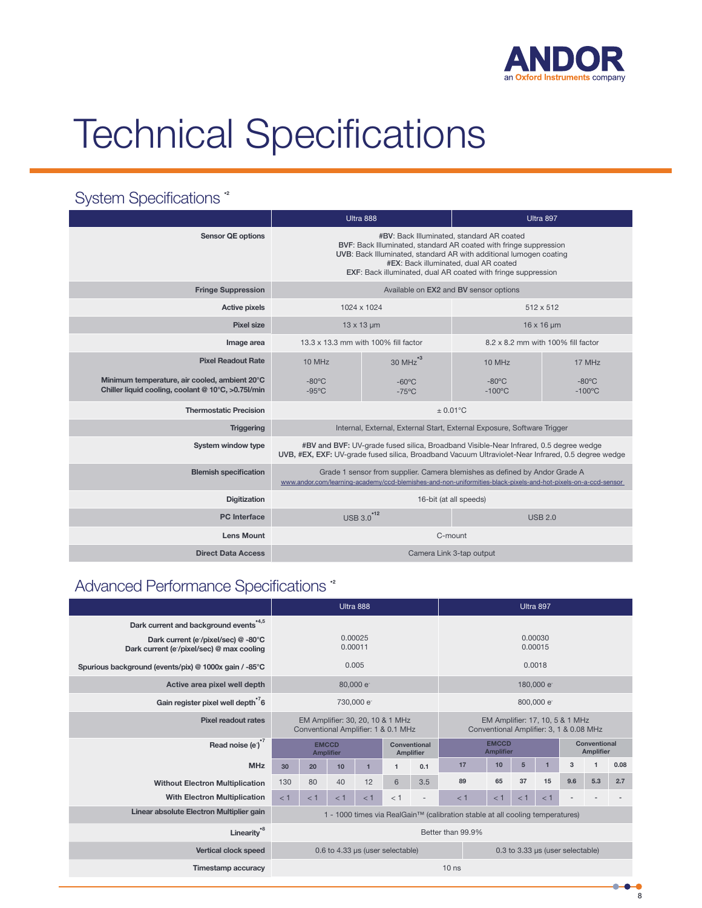# Technical Specifications

## System Specifications [*2]

| | Ultra 888 | | Ultra 897 | |
|---|---|---|---|---|
| **Sensor QE options** | #BV: Back Illuminated, standard AR coated<br>BVF: Back Illuminated, standard AR coated with fringe suppression<br>UVB: Back Illuminated, standard AR with additional lumogen coating<br>#EX: Back illuminated, dual AR coated<br>EXF: Back illuminated, dual AR coated with fringe suppression | | | |
| **Fringe Suppression** | Available on **EX2** and **BV** sensor options | | | |
| **Active pixels** | 1024 x 1024 | | 512 x 512 | |
| **Pixel size** | 13 x 13 µm | | 16 x 16 µm | |
| **Image area** | 13.3 x 13.3 mm with 100% fill factor | | 8.2 x 8.2 mm with 100% fill factor | |
| **Pixel Readout Rate** | 10 MHz | 30 MHz [*3] | 10 MHz | 17 MHz |
| **Minimum temperature, air cooled, ambient 20°C**<br>**Chiller liquid cooling, coolant @ 10°C, >0.75l/min** | -80°C<br>-95°C | -60°C<br>-75°C | -80°C<br>-100°C | -80°C<br>-100°C |
| **Thermostatic Precision** | ± 0.01°C | | | |
| **Triggering** | Internal, External, External Start, External Exposure, Software Trigger | | | |
| **System window type** | #BV and BVF: UV-grade fused silica, Broadband Visible-Near Infrared, 0.5 degree wedge<br>UVB, #EX, EXF: UV-grade fused silica, Broadband Vacuum Ultraviolet-Near Infrared, 0.5 degree wedge | | | |
| **Blemish specification** | Grade 1 sensor from supplier. Camera blemishes as defined by Andor Grade A<br>www.andor.com/learning-academy/ccd-blemishes-and-non-uniformities-black-pixels-and-hot-pixels-on-a-ccd-sensor | | | |
| **Digitization** | 16-bit (at all speeds) | | | |
| **PC Interface** | USB 3.0 [*12] | | USB 2.0 | |
| **Lens Mount** | C-mount | | | |
| **Direct Data Access** | Camera Link 3-tap output | | | |

## Advanced Performance Specifications [*2]

| | Ultra 888 | | | | | | Ultra 897 | | | | | | |
|---|---|---|---|---|---|---|---|---|---|---|---|---|---|
| **Dark current and background events** [*4,5]<br>**Dark current (e⁻/pixel/sec) @ -80°C**<br>**Dark current (e⁻/pixel/sec) @ max cooling** | 0.00025<br>0.00011 | | | | | | 0.00030<br>0.00015 | | | | | | |
| **Spurious background (events/pix) @ 1000x gain / -85°C** | 0.005 | | | | | | 0.0018 | | | | | | |
| **Active area pixel well depth** | 80,000 e⁻ | | | | | | 180,000 e⁻ | | | | | | |
| **Gain register pixel well depth** [*7] **6** | 730,000 e⁻ | | | | | | 800,000 e⁻ | | | | | | |
| **Pixel readout rates** | EM Amplifier: 30, 20, 10 & 1 MHz<br>Conventional Amplifier: 1 & 0.1 MHz | | | | | | EM Amplifier: 17, 10, 5 & 1 MHz<br>Conventional Amplifier: 3, 1 & 0.08 MHz | | | | | | |
| **Read noise (e⁻)** [*7] | EMCCD Amplifier | | | | Conventional Amplifier | | EMCCD Amplifier | | | | Conventional Amplifier | | |
| **MHz** | 30 | 20 | 10 | 1 | 1 | 0.1 | 17 | 10 | 5 | 1 | 3 | 1 | 0.08 |
| **Without Electron Multiplication** | 130 | 80 | 40 | 12 | 6 | 3.5 | 89 | 65 | 37 | 15 | 9.6 | 5.3 | 2.7 |
| **With Electron Multiplication** | < 1 | < 1 | < 1 | < 1 | < 1 | - | < 1 | < 1 | < 1 | < 1 | - | - | - |
| **Linear absolute Electron Multiplier gain** | 1 - 1000 times via RealGain™ (calibration stable at all cooling temperatures) | | | | | | | | | | | | |
| **Linearity** [*8] | Better than 99.9% | | | | | | | | | | | | |
| **Vertical clock speed** | 0.6 to 4.33 µs (user selectable) | | | | | | 0.3 to 3.33 µs (user selectable) | | | | | | |
| **Timestamp accuracy** | 10 ns | | | | | | | | | | | | |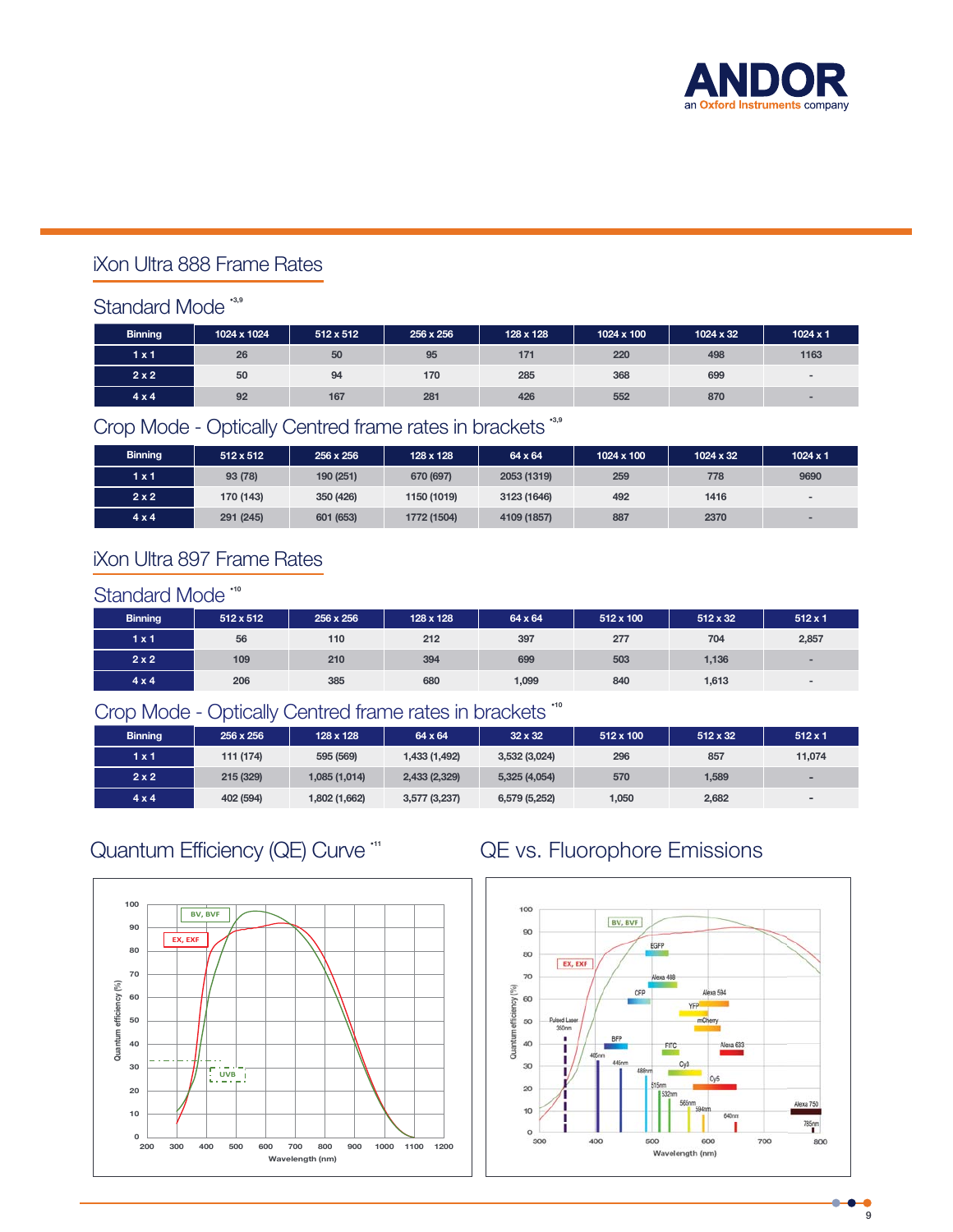## iXon Ultra 888 Frame Rates

### Standard Mode [*3,9]

| Binning | 1024 x 1024 | 512 x 512 | 256 x 256 | 128 x 128 | 1024 x 100 | 1024 x 32 | 1024 x 1 |
|---|---|---|---|---|---|---|---|
| 1 x 1 | 26 | 50 | 95 | 171 | 220 | 498 | 1163 |
| 2 x 2 | 50 | 94 | 170 | 285 | 368 | 699 | - |
| 4 x 4 | 92 | 167 | 281 | 426 | 552 | 870 | - |

### Crop Mode - Optically Centred frame rates in brackets [*3,9]

| Binning | 512 x 512 | 256 x 256 | 128 x 128 | 64 x 64 | 1024 x 100 | 1024 x 32 | 1024 x 1 |
|---|---|---|---|---|---|---|---|
| 1 x 1 | 93 (78) | 190 (251) | 670 (697) | 2053 (1319) | 259 | 778 | 9690 |
| 2 x 2 | 170 (143) | 350 (426) | 1150 (1019) | 3123 (1646) | 492 | 1416 | - |
| 4 x 4 | 291 (245) | 601 (653) | 1772 (1504) | 4109 (1857) | 887 | 2370 | - |

## iXon Ultra 897 Frame Rates

### Standard Mode [*10]

| Binning | 512 x 512 | 256 x 256 | 128 x 128 | 64 x 64 | 512 x 100 | 512 x 32 | 512 x 1 |
|---|---|---|---|---|---|---|---|
| 1 x 1 | 56 | 110 | 212 | 397 | 277 | 704 | 2,857 |
| 2 x 2 | 109 | 210 | 394 | 699 | 503 | 1,136 | - |
| 4 x 4 | 206 | 385 | 680 | 1,099 | 840 | 1,613 | - |

### Crop Mode - Optically Centred frame rates in brackets [*10]

| Binning | 256 x 256 | 128 x 128 | 64 x 64 | 32 x 32 | 512 x 100 | 512 x 32 | 512 x 1 |
|---|---|---|---|---|---|---|---|
| 1 x 1 | 111 (174) | 595 (569) | 1,433 (1,492) | 3,532 (3,024) | 296 | 857 | 11,074 |
| 2 x 2 | 215 (329) | 1,085 (1,014) | 2,433 (2,329) | 5,325 (4,054) | 570 | 1,589 | - |
| 4 x 4 | 402 (594) | 1,802 (1,662) | 3,577 (3,237) | 6,579 (5,252) | 1,050 | 2,682 | - |

## Quantum Efficiency (QE) Curve [*11]

BV, BVF
EX, EXF
UVB
Quantum efficiency (%)
Wavelength (nm)

## QE vs. Fluorophore Emissions

BV, BVF
EX, EXF
EGFP
Alexa 488
CFP
Alexa 594
YFP
mCherry
BFP
FITC
Alexa 633
Pulsed Laser 350nm
405nm
446nm
488nm
515nm
532nm
Cy3
Cy5
561nm
594nm
640nm
Alexa 750
785nm
Quantum efficiency (%)
Wavelength (nm)